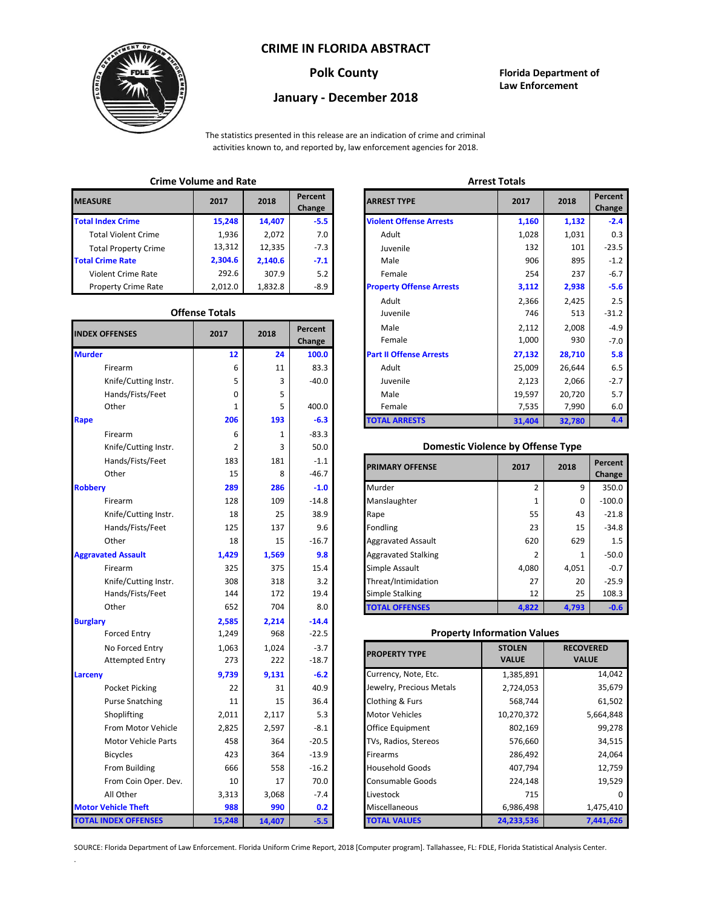# CRIME IN FLORIDA ABSTRACT

## Polk County

## January - December 2018

**Florida Department of Law Enforcement**

The statistics presented in this release are an indication of crime and criminal activities known to, and reported by, law enforcement agencies for 2018.

### Crime Volume and Rate

| MEASURE | 2017 | 2018 | Percent Change |
|---|---|---|---|
| **Total Index Crime** | **15,248** | **14,407** | **-5.5** |
| Total Violent Crime | 1,936 | 2,072 | 7.0 |
| Total Property Crime | 13,312 | 12,335 | -7.3 |
| **Total Crime Rate** | **2,304.6** | **2,140.6** | **-7.1** |
| Violent Crime Rate | 292.6 | 307.9 | 5.2 |
| Property Crime Rate | 2,012.0 | 1,832.8 | -8.9 |

### Offense Totals

| INDEX OFFENSES | 2017 | 2018 | Percent Change |
|---|---|---|---|
| **Murder** | **12** | **24** | **100.0** |
| Firearm | 6 | 11 | 83.3 |
| Knife/Cutting Instr. | 5 | 3 | -40.0 |
| Hands/Fists/Feet | 0 | 5 | |
| Other | 1 | 5 | 400.0 |
| **Rape** | **206** | **193** | **-6.3** |
| Firearm | 6 | 1 | -83.3 |
| Knife/Cutting Instr. | 2 | 3 | 50.0 |
| Hands/Fists/Feet | 183 | 181 | -1.1 |
| Other | 15 | 8 | -46.7 |
| **Robbery** | **289** | **286** | **-1.0** |
| Firearm | 128 | 109 | -14.8 |
| Knife/Cutting Instr. | 18 | 25 | 38.9 |
| Hands/Fists/Feet | 125 | 137 | 9.6 |
| Other | 18 | 15 | -16.7 |
| **Aggravated Assault** | **1,429** | **1,569** | **9.8** |
| Firearm | 325 | 375 | 15.4 |
| Knife/Cutting Instr. | 308 | 318 | 3.2 |
| Hands/Fists/Feet | 144 | 172 | 19.4 |
| Other | 652 | 704 | 8.0 |
| **Burglary** | **2,585** | **2,214** | **-14.4** |
| Forced Entry | 1,249 | 968 | -22.5 |
| No Forced Entry | 1,063 | 1,024 | -3.7 |
| Attempted Entry | 273 | 222 | -18.7 |
| **Larceny** | **9,739** | **9,131** | **-6.2** |
| Pocket Picking | 22 | 31 | 40.9 |
| Purse Snatching | 11 | 15 | 36.4 |
| Shoplifting | 2,011 | 2,117 | 5.3 |
| From Motor Vehicle | 2,825 | 2,597 | -8.1 |
| Motor Vehicle Parts | 458 | 364 | -20.5 |
| Bicycles | 423 | 364 | -13.9 |
| From Building | 666 | 558 | -16.2 |
| From Coin Oper. Dev. | 10 | 17 | 70.0 |
| All Other | 3,313 | 3,068 | -7.4 |
| **Motor Vehicle Theft** | **988** | **990** | **0.2** |
| **TOTAL INDEX OFFENSES** | **15,248** | **14,407** | **-5.5** |

### Arrest Totals

| ARREST TYPE | 2017 | 2018 | Percent Change |
|---|---|---|---|
| **Violent Offense Arrests** | **1,160** | **1,132** | **-2.4** |
| Adult | 1,028 | 1,031 | 0.3 |
| Juvenile | 132 | 101 | -23.5 |
| Male | 906 | 895 | -1.2 |
| Female | 254 | 237 | -6.7 |
| **Property Offense Arrests** | **3,112** | **2,938** | **-5.6** |
| Adult | 2,366 | 2,425 | 2.5 |
| Juvenile | 746 | 513 | -31.2 |
| Male | 2,112 | 2,008 | -4.9 |
| Female | 1,000 | 930 | -7.0 |
| **Part II Offense Arrests** | **27,132** | **28,710** | **5.8** |
| Adult | 25,009 | 26,644 | 6.5 |
| Juvenile | 2,123 | 2,066 | -2.7 |
| Male | 19,597 | 20,720 | 5.7 |
| Female | 7,535 | 7,990 | 6.0 |
| **TOTAL ARRESTS** | **31,404** | **32,780** | **4.4** |

### Domestic Violence by Offense Type

| PRIMARY OFFENSE | 2017 | 2018 | Percent Change |
|---|---|---|---|
| Murder | 2 | 9 | 350.0 |
| Manslaughter | 1 | 0 | -100.0 |
| Rape | 55 | 43 | -21.8 |
| Fondling | 23 | 15 | -34.8 |
| Aggravated Assault | 620 | 629 | 1.5 |
| Aggravated Stalking | 2 | 1 | -50.0 |
| Simple Assault | 4,080 | 4,051 | -0.7 |
| Threat/Intimidation | 27 | 20 | -25.9 |
| Simple Stalking | 12 | 25 | 108.3 |
| **TOTAL OFFENSES** | **4,822** | **4,793** | **-0.6** |

### Property Information Values

| PROPERTY TYPE | STOLEN VALUE | RECOVERED VALUE |
|---|---|---|
| Currency, Note, Etc. | 1,385,891 | 14,042 |
| Jewelry, Precious Metals | 2,724,053 | 35,679 |
| Clothing & Furs | 568,744 | 61,502 |
| Motor Vehicles | 10,270,372 | 5,664,848 |
| Office Equipment | 802,169 | 99,278 |
| TVs, Radios, Stereos | 576,660 | 34,515 |
| Firearms | 286,492 | 24,064 |
| Household Goods | 407,794 | 12,759 |
| Consumable Goods | 224,148 | 19,529 |
| Livestock | 715 | 0 |
| Miscellaneous | 6,986,498 | 1,475,410 |
| **TOTAL VALUES** | **24,233,536** | **7,441,626** |

SOURCE: Florida Department of Law Enforcement. Florida Uniform Crime Report, 2018 [Computer program]. Tallahassee, FL: FDLE, Florida Statistical Analysis Center.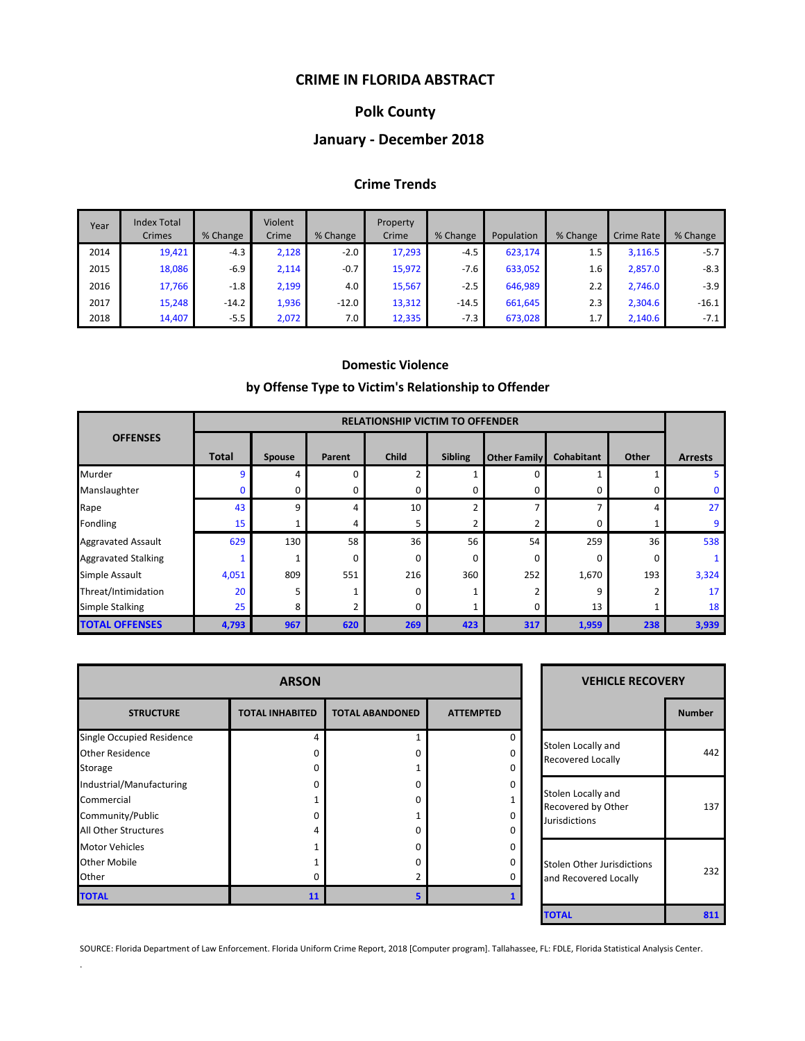# CRIME IN FLORIDA ABSTRACT

## Polk County

## January - December 2018

### Crime Trends

| Year | Index Total Crimes | % Change | Violent Crime | % Change | Property Crime | % Change | Population | % Change | Crime Rate | % Change |
|---|---|---|---|---|---|---|---|---|---|---|
| 2014 | 19,421 | -4.3 | 2,128 | -2.0 | 17,293 | -4.5 | 623,174 | 1.5 | 3,116.5 | -5.7 |
| 2015 | 18,086 | -6.9 | 2,114 | -0.7 | 15,972 | -7.6 | 633,052 | 1.6 | 2,857.0 | -8.3 |
| 2016 | 17,766 | -1.8 | 2,199 | 4.0 | 15,567 | -2.5 | 646,989 | 2.2 | 2,746.0 | -3.9 |
| 2017 | 15,248 | -14.2 | 1,936 | -12.0 | 13,312 | -14.5 | 661,645 | 2.3 | 2,304.6 | -16.1 |
| 2018 | 14,407 | -5.5 | 2,072 | 7.0 | 12,335 | -7.3 | 673,028 | 1.7 | 2,140.6 | -7.1 |

### Domestic Violence

### by Offense Type to Victim's Relationship to Offender

| OFFENSES | RELATIONSHIP VICTIM TO OFFENDER | | | | | | | | |
|---|---|---|---|---|---|---|---|---|---|
| | Total | Spouse | Parent | Child | Sibling | Other Family | Cohabitant | Other | Arrests |
| Murder | 9 | 4 | 0 | 2 | 1 | 0 | 1 | 1 | 5 |
| Manslaughter | 0 | 0 | 0 | 0 | 0 | 0 | 0 | 0 | 0 |
| Rape | 43 | 9 | 4 | 10 | 2 | 7 | 7 | 4 | 27 |
| Fondling | 15 | 1 | 4 | 5 | 2 | 2 | 0 | 1 | 9 |
| Aggravated Assault | 629 | 130 | 58 | 36 | 56 | 54 | 259 | 36 | 538 |
| Aggravated Stalking | 1 | 1 | 0 | 0 | 0 | 0 | 0 | 0 | 1 |
| Simple Assault | 4,051 | 809 | 551 | 216 | 360 | 252 | 1,670 | 193 | 3,324 |
| Threat/Intimidation | 20 | 5 | 1 | 0 | 1 | 2 | 9 | 2 | 17 |
| Simple Stalking | 25 | 8 | 2 | 0 | 1 | 0 | 13 | 1 | 18 |
| **TOTAL OFFENSES** | **4,793** | **967** | **620** | **269** | **423** | **317** | **1,959** | **238** | **3,939** |

### ARSON

| STRUCTURE | TOTAL INHABITED | TOTAL ABANDONED | ATTEMPTED |
|---|---|---|---|
| Single Occupied Residence | 4 | 1 | 0 |
| Other Residence | 0 | 0 | 0 |
| Storage | 0 | 1 | 0 |
| Industrial/Manufacturing | 0 | 0 | 0 |
| Commercial | 1 | 0 | 1 |
| Community/Public | 0 | 1 | 0 |
| All Other Structures | 4 | 0 | 0 |
| Motor Vehicles | 1 | 0 | 0 |
| Other Mobile | 1 | 0 | 0 |
| Other | 0 | 2 | 0 |
| **TOTAL** | **11** | **5** | **1** |

### VEHICLE RECOVERY

| | Number |
|---|---|
| Stolen Locally and Recovered Locally | 442 |
| Stolen Locally and Recovered by Other Jurisdictions | 137 |
| Stolen Other Jurisdictions and Recovered Locally | 232 |
| **TOTAL** | **811** |

SOURCE: Florida Department of Law Enforcement. Florida Uniform Crime Report, 2018 [Computer program]. Tallahassee, FL: FDLE, Florida Statistical Analysis Center.